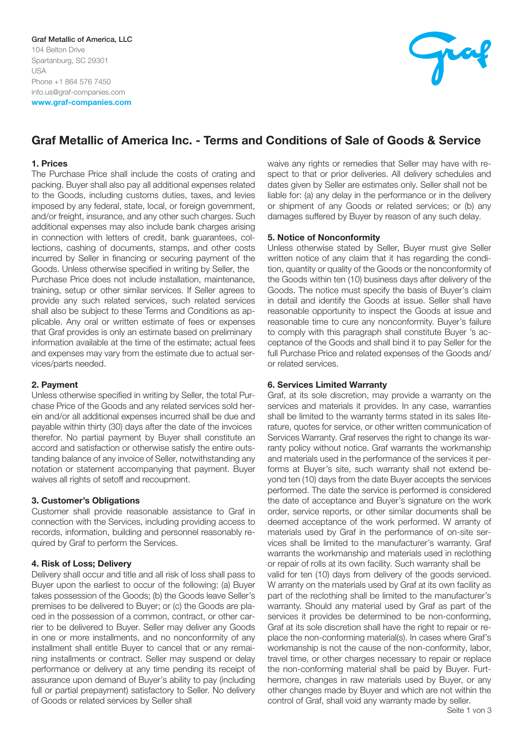**Graf Metallic of America, LLC**
104 Belton Drive
Spartanburg, SC 29301
USA
Phone +1 864 576 7450
info.us@graf-companies.com
**www.graf-companies.com**

# Graf Metallic of America Inc. - Terms and Conditions of Sale of Goods & Service

### 1. Prices

The Purchase Price shall include the costs of crating and packing. Buyer shall also pay all additional expenses related to the Goods, including customs duties, taxes, and levies imposed by any federal, state, local, or foreign government, and/or freight, insurance, and any other such charges. Such additional expenses may also include bank charges arising in connection with letters of credit, bank guarantees, collections, cashing of documents, stamps, and other costs incurred by Seller in financing or securing payment of the Goods. Unless otherwise specified in writing by Seller, the Purchase Price does not include installation, maintenance, training, setup or other similar services. If Seller agrees to provide any such related services, such related services shall also be subject to these Terms and Conditions as applicable. Any oral or written estimate of fees or expenses that Graf provides is only an estimate based on preliminary information available at the time of the estimate; actual fees and expenses may vary from the estimate due to actual services/parts needed.

### 2. Payment

Unless otherwise specified in writing by Seller, the total Purchase Price of the Goods and any related services sold herein and/or all additional expenses incurred shall be due and payable within thirty (30) days after the date of the invoices therefor. No partial payment by Buyer shall constitute an accord and satisfaction or otherwise satisfy the entire outstanding balance of any invoice of Seller, notwithstanding any notation or statement accompanying that payment. Buyer waives all rights of setoff and recoupment.

### 3. Customer's Obligations

Customer shall provide reasonable assistance to Graf in connection with the Services, including providing access to records, information, building and personnel reasonably required by Graf to perform the Services.

### 4. Risk of Loss; Delivery

Delivery shall occur and title and all risk of loss shall pass to Buyer upon the earliest to occur of the following: (a) Buyer takes possession of the Goods; (b) the Goods leave Seller's premises to be delivered to Buyer; or (c) the Goods are placed in the possession of a common, contract, or other carrier to be delivered to Buyer. Seller may deliver any Goods in one or more installments, and no nonconformity of any installment shall entitle Buyer to cancel that or any remaining installments or contract. Seller may suspend or delay performance or delivery at any time pending its receipt of assurance upon demand of Buyer's ability to pay (including full or partial prepayment) satisfactory to Seller. No delivery of Goods or related services by Seller shall waive any rights or remedies that Seller may have with respect to that or prior deliveries. All delivery schedules and dates given by Seller are estimates only. Seller shall not be liable for: (a) any delay in the performance or in the delivery or shipment of any Goods or related services; or (b) any damages suffered by Buyer by reason of any such delay.

### 5. Notice of Nonconformity

Unless otherwise stated by Seller, Buyer must give Seller written notice of any claim that it has regarding the condition, quantity or quality of the Goods or the nonconformity of the Goods within ten (10) business days after delivery of the Goods. The notice must specify the basis of Buyer's claim in detail and identify the Goods at issue. Seller shall have reasonable opportunity to inspect the Goods at issue and reasonable time to cure any nonconformity. Buyer's failure to comply with this paragraph shall constitute Buyer 's acceptance of the Goods and shall bind it to pay Seller for the full Purchase Price and related expenses of the Goods and/or related services.

### 6. Services Limited Warranty

Graf, at its sole discretion, may provide a warranty on the services and materials it provides. In any case, warranties shall be limited to the warranty terms stated in its sales literature, quotes for service, or other written communication of Services Warranty. Graf reserves the right to change its warranty policy without notice. Graf warrants the workmanship and materials used in the performance of the services it performs at Buyer's site, such warranty shall not extend beyond ten (10) days from the date Buyer accepts the services performed. The date the service is performed is considered the date of acceptance and Buyer's signature on the work order, service reports, or other similar documents shall be deemed acceptance of the work performed. W arranty of materials used by Graf in the performance of on-site services shall be limited to the manufacturer's warranty. Graf warrants the workmanship and materials used in reclothing or repair of rolls at its own facility. Such warranty shall be valid for ten (10) days from delivery of the goods serviced. W arranty on the materials used by Graf at its own facility as part of the reclothing shall be limited to the manufacturer's warranty. Should any material used by Graf as part of the services it provides be determined to be non-conforming, Graf at its sole discretion shall have the right to repair or replace the non-conforming material(s). In cases where Graf's workmanship is not the cause of the non-conformity, labor, travel time, or other charges necessary to repair or replace the non-conforming material shall be paid by Buyer. Furthermore, changes in raw materials used by Buyer, or any other changes made by Buyer and which are not within the control of Graf, shall void any warranty made by seller.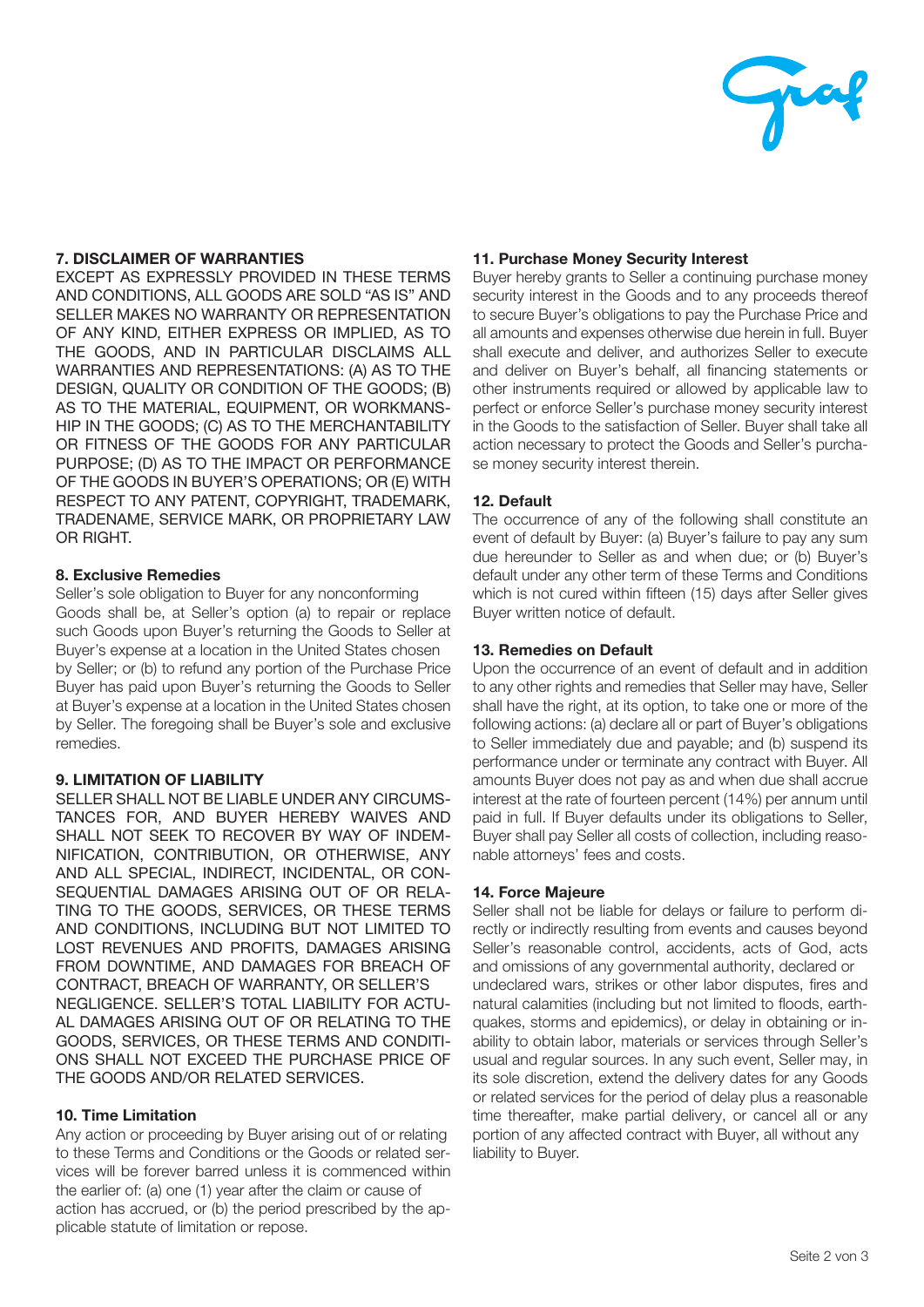## 7. DISCLAIMER OF WARRANTIES

EXCEPT AS EXPRESSLY PROVIDED IN THESE TERMS AND CONDITIONS, ALL GOODS ARE SOLD "AS IS" AND SELLER MAKES NO WARRANTY OR REPRESENTATION OF ANY KIND, EITHER EXPRESS OR IMPLIED, AS TO THE GOODS, AND IN PARTICULAR DISCLAIMS ALL WARRANTIES AND REPRESENTATIONS: (A) AS TO THE DESIGN, QUALITY OR CONDITION OF THE GOODS; (B) AS TO THE MATERIAL, EQUIPMENT, OR WORKMANSHIP IN THE GOODS; (C) AS TO THE MERCHANTABILITY OR FITNESS OF THE GOODS FOR ANY PARTICULAR PURPOSE; (D) AS TO THE IMPACT OR PERFORMANCE OF THE GOODS IN BUYER'S OPERATIONS; OR (E) WITH RESPECT TO ANY PATENT, COPYRIGHT, TRADEMARK, TRADENAME, SERVICE MARK, OR PROPRIETARY LAW OR RIGHT.

## 8. Exclusive Remedies

Seller's sole obligation to Buyer for any nonconforming Goods shall be, at Seller's option (a) to repair or replace such Goods upon Buyer's returning the Goods to Seller at Buyer's expense at a location in the United States chosen by Seller; or (b) to refund any portion of the Purchase Price Buyer has paid upon Buyer's returning the Goods to Seller at Buyer's expense at a location in the United States chosen by Seller. The foregoing shall be Buyer's sole and exclusive remedies.

## 9. LIMITATION OF LIABILITY

SELLER SHALL NOT BE LIABLE UNDER ANY CIRCUMSTANCES FOR, AND BUYER HEREBY WAIVES AND SHALL NOT SEEK TO RECOVER BY WAY OF INDEMNIFICATION, CONTRIBUTION, OR OTHERWISE, ANY AND ALL SPECIAL, INDIRECT, INCIDENTAL, OR CONSEQUENTIAL DAMAGES ARISING OUT OF OR RELATING TO THE GOODS, SERVICES, OR THESE TERMS AND CONDITIONS, INCLUDING BUT NOT LIMITED TO LOST REVENUES AND PROFITS, DAMAGES ARISING FROM DOWNTIME, AND DAMAGES FOR BREACH OF CONTRACT, BREACH OF WARRANTY, OR SELLER'S NEGLIGENCE. SELLER'S TOTAL LIABILITY FOR ACTUAL DAMAGES ARISING OUT OF OR RELATING TO THE GOODS, SERVICES, OR THESE TERMS AND CONDITIONS SHALL NOT EXCEED THE PURCHASE PRICE OF THE GOODS AND/OR RELATED SERVICES.

## 10. Time Limitation

Any action or proceeding by Buyer arising out of or relating to these Terms and Conditions or the Goods or related services will be forever barred unless it is commenced within the earlier of: (a) one (1) year after the claim or cause of action has accrued, or (b) the period prescribed by the applicable statute of limitation or repose.

## 11. Purchase Money Security Interest

Buyer hereby grants to Seller a continuing purchase money security interest in the Goods and to any proceeds thereof to secure Buyer's obligations to pay the Purchase Price and all amounts and expenses otherwise due herein in full. Buyer shall execute and deliver, and authorizes Seller to execute and deliver on Buyer's behalf, all financing statements or other instruments required or allowed by applicable law to perfect or enforce Seller's purchase money security interest in the Goods to the satisfaction of Seller. Buyer shall take all action necessary to protect the Goods and Seller's purchase money security interest therein.

## 12. Default

The occurrence of any of the following shall constitute an event of default by Buyer: (a) Buyer's failure to pay any sum due hereunder to Seller as and when due; or (b) Buyer's default under any other term of these Terms and Conditions which is not cured within fifteen (15) days after Seller gives Buyer written notice of default.

## 13. Remedies on Default

Upon the occurrence of an event of default and in addition to any other rights and remedies that Seller may have, Seller shall have the right, at its option, to take one or more of the following actions: (a) declare all or part of Buyer's obligations to Seller immediately due and payable; and (b) suspend its performance under or terminate any contract with Buyer. All amounts Buyer does not pay as and when due shall accrue interest at the rate of fourteen percent (14%) per annum until paid in full. If Buyer defaults under its obligations to Seller, Buyer shall pay Seller all costs of collection, including reasonable attorneys' fees and costs.

## 14. Force Majeure

Seller shall not be liable for delays or failure to perform directly or indirectly resulting from events and causes beyond Seller's reasonable control, accidents, acts of God, acts and omissions of any governmental authority, declared or undeclared wars, strikes or other labor disputes, fires and natural calamities (including but not limited to floods, earthquakes, storms and epidemics), or delay in obtaining or inability to obtain labor, materials or services through Seller's usual and regular sources. In any such event, Seller may, in its sole discretion, extend the delivery dates for any Goods or related services for the period of delay plus a reasonable time thereafter, make partial delivery, or cancel all or any portion of any affected contract with Buyer, all without any liability to Buyer.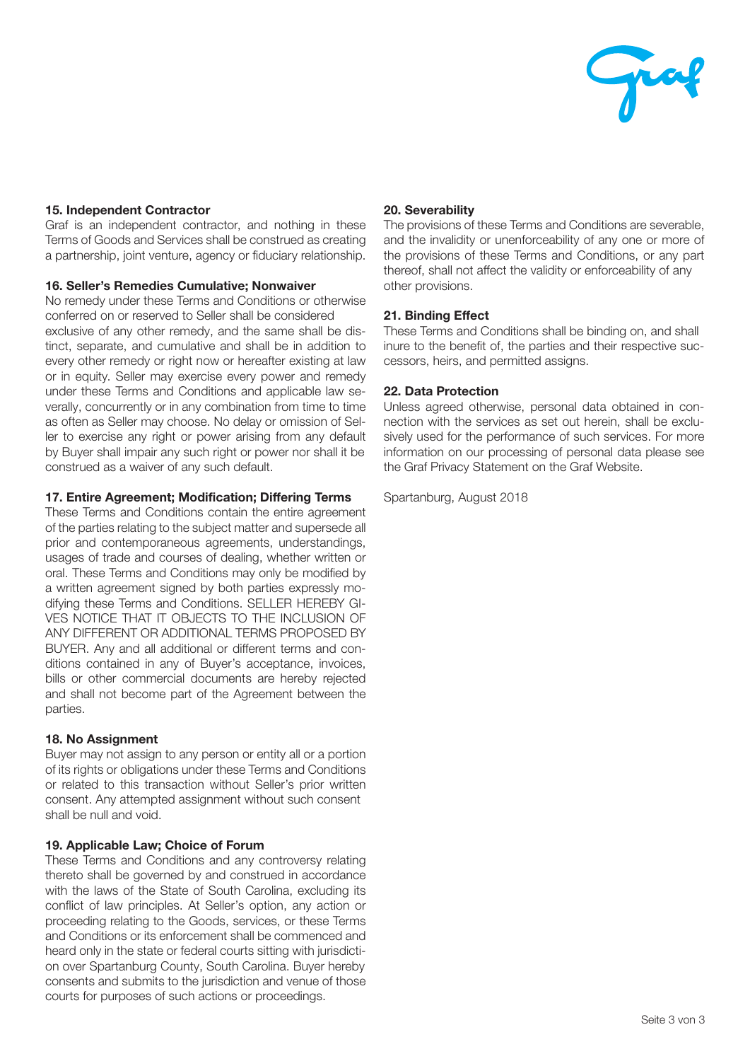### 15. Independent Contractor

Graf is an independent contractor, and nothing in these Terms of Goods and Services shall be construed as creating a partnership, joint venture, agency or fiduciary relationship.

### 16. Seller's Remedies Cumulative; Nonwaiver

No remedy under these Terms and Conditions or otherwise conferred on or reserved to Seller shall be considered exclusive of any other remedy, and the same shall be distinct, separate, and cumulative and shall be in addition to every other remedy or right now or hereafter existing at law or in equity. Seller may exercise every power and remedy under these Terms and Conditions and applicable law severally, concurrently or in any combination from time to time as often as Seller may choose. No delay or omission of Seller to exercise any right or power arising from any default by Buyer shall impair any such right or power nor shall it be construed as a waiver of any such default.

### 17. Entire Agreement; Modification; Differing Terms

These Terms and Conditions contain the entire agreement of the parties relating to the subject matter and supersede all prior and contemporaneous agreements, understandings, usages of trade and courses of dealing, whether written or oral. These Terms and Conditions may only be modified by a written agreement signed by both parties expressly modifying these Terms and Conditions. SELLER HEREBY GIVES NOTICE THAT IT OBJECTS TO THE INCLUSION OF ANY DIFFERENT OR ADDITIONAL TERMS PROPOSED BY BUYER. Any and all additional or different terms and conditions contained in any of Buyer's acceptance, invoices, bills or other commercial documents are hereby rejected and shall not become part of the Agreement between the parties.

### 18. No Assignment

Buyer may not assign to any person or entity all or a portion of its rights or obligations under these Terms and Conditions or related to this transaction without Seller's prior written consent. Any attempted assignment without such consent shall be null and void.

### 19. Applicable Law; Choice of Forum

These Terms and Conditions and any controversy relating thereto shall be governed by and construed in accordance with the laws of the State of South Carolina, excluding its conflict of law principles. At Seller's option, any action or proceeding relating to the Goods, services, or these Terms and Conditions or its enforcement shall be commenced and heard only in the state or federal courts sitting with jurisdiction over Spartanburg County, South Carolina. Buyer hereby consents and submits to the jurisdiction and venue of those courts for purposes of such actions or proceedings.

### 20. Severability

The provisions of these Terms and Conditions are severable, and the invalidity or unenforceability of any one or more of the provisions of these Terms and Conditions, or any part thereof, shall not affect the validity or enforceability of any other provisions.

### 21. Binding Effect

These Terms and Conditions shall be binding on, and shall inure to the benefit of, the parties and their respective successors, heirs, and permitted assigns.

### 22. Data Protection

Unless agreed otherwise, personal data obtained in connection with the services as set out herein, shall be exclusively used for the performance of such services. For more information on our processing of personal data please see the Graf Privacy Statement on the Graf Website.

Spartanburg, August 2018